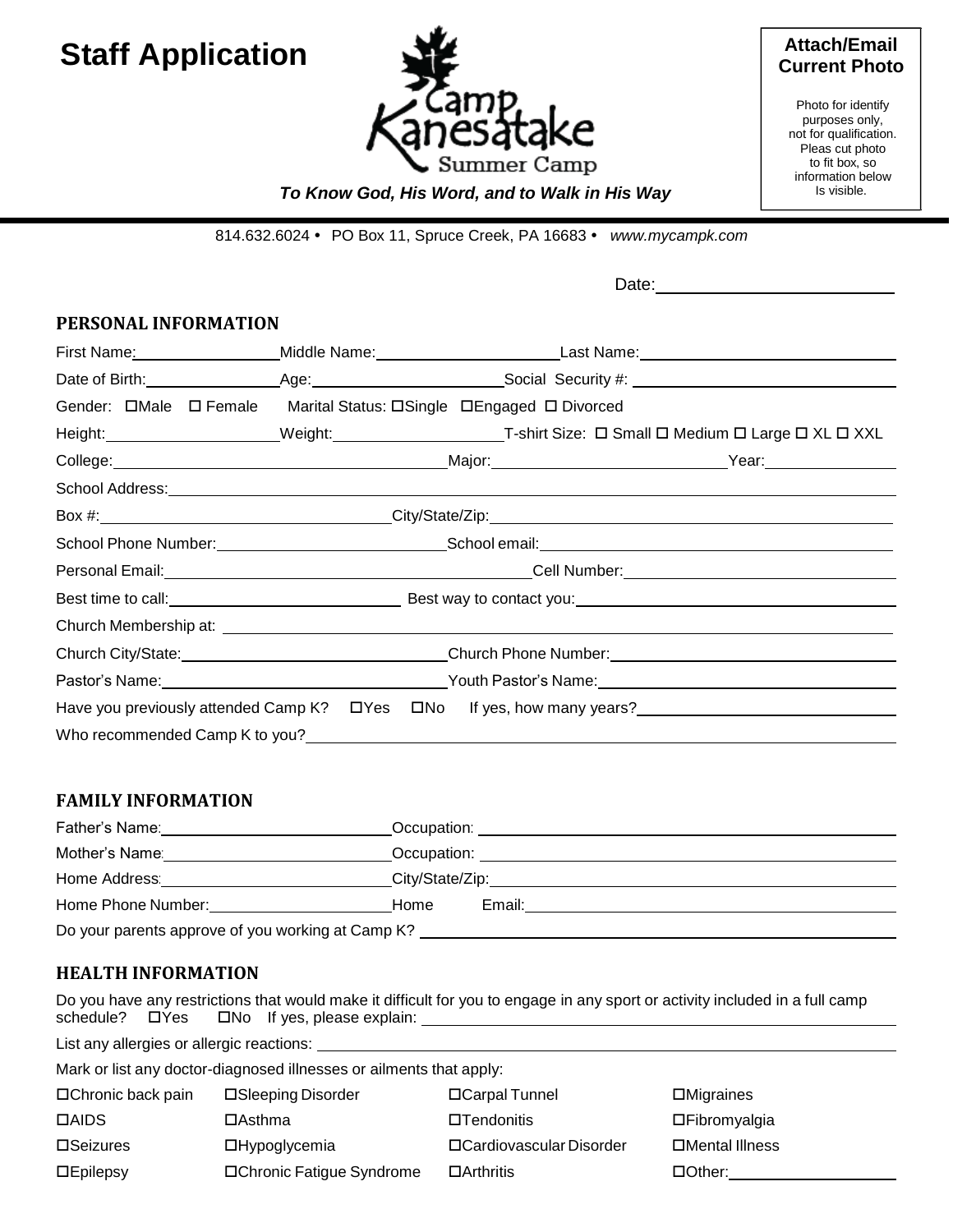# Staff Application

**Camp Kanesatake Summer Camp**

***To Know God, His Word, and to Walk in His Way***

**Attach/Email Current Photo**

Photo for identify purposes only, not for qualification. Pleas cut photo to fit box, so information below Is visible.

814.632.6024 • PO Box 11, Spruce Creek, PA 16683 • *www.mycampk.com*

Date:\_\_\_\_\_\_\_\_\_\_\_\_\_\_\_\_\_\_\_\_

## PERSONAL INFORMATION

First Name:\_\_\_\_\_\_\_\_\_\_\_\_ Middle Name:\_\_\_\_\_\_\_\_\_\_\_\_ Last Name:\_\_\_\_\_\_\_\_\_\_\_\_

Date of Birth:\_\_\_\_\_\_\_\_\_\_\_\_ Age:\_\_\_\_\_\_\_\_\_\_\_\_ Social Security #: \_\_\_\_\_\_\_\_\_\_\_\_

Gender: ☐Male ☐ Female Marital Status: ☐Single ☐Engaged ☐ Divorced

Height:\_\_\_\_\_\_\_\_\_\_\_\_ Weight:\_\_\_\_\_\_\_\_\_\_\_\_ T-shirt Size: ☐ Small ☐ Medium ☐ Large ☐ XL ☐ XXL

College:\_\_\_\_\_\_\_\_\_\_\_\_ Major:\_\_\_\_\_\_\_\_\_\_\_\_ Year:\_\_\_\_\_\_\_\_\_\_\_\_

School Address:\_\_\_\_\_\_\_\_\_\_\_\_

Box #:\_\_\_\_\_\_\_\_\_\_\_\_ City/State/Zip:\_\_\_\_\_\_\_\_\_\_\_\_

School Phone Number:\_\_\_\_\_\_\_\_\_\_\_\_ School email:\_\_\_\_\_\_\_\_\_\_\_\_

Personal Email:\_\_\_\_\_\_\_\_\_\_\_\_ Cell Number:\_\_\_\_\_\_\_\_\_\_\_\_

Best time to call:\_\_\_\_\_\_\_\_\_\_\_\_ Best way to contact you:\_\_\_\_\_\_\_\_\_\_\_\_

Church Membership at: \_\_\_\_\_\_\_\_\_\_\_\_

Church City/State:\_\_\_\_\_\_\_\_\_\_\_\_ Church Phone Number:\_\_\_\_\_\_\_\_\_\_\_\_

Pastor's Name:\_\_\_\_\_\_\_\_\_\_\_\_ Youth Pastor's Name:\_\_\_\_\_\_\_\_\_\_\_\_

Have you previously attended Camp K? ☐Yes ☐No If yes, how many years?\_\_\_\_\_\_\_\_\_\_\_\_

Who recommended Camp K to you?\_\_\_\_\_\_\_\_\_\_\_\_

## FAMILY INFORMATION

Father's Name:\_\_\_\_\_\_\_\_\_\_\_\_ Occupation: \_\_\_\_\_\_\_\_\_\_\_\_

Mother's Name:\_\_\_\_\_\_\_\_\_\_\_\_ Occupation: \_\_\_\_\_\_\_\_\_\_\_\_

Home Address:\_\_\_\_\_\_\_\_\_\_\_\_ City/State/Zip:\_\_\_\_\_\_\_\_\_\_\_\_

Home Phone Number:\_\_\_\_\_\_\_\_\_\_\_\_ Home Email:\_\_\_\_\_\_\_\_\_\_\_\_

Do your parents approve of you working at Camp K? \_\_\_\_\_\_\_\_\_\_\_\_

## HEALTH INFORMATION

Do you have any restrictions that would make it difficult for you to engage in any sport or activity included in a full camp schedule? ☐Yes ☐No If yes, please explain: \_\_\_\_\_\_\_\_\_\_\_\_

List any allergies or allergic reactions: \_\_\_\_\_\_\_\_\_\_\_\_

Mark or list any doctor-diagnosed illnesses or ailments that apply:

| | | | |
|---|---|---|---|
| ☐Chronic back pain | ☐Sleeping Disorder | ☐Carpal Tunnel | ☐Migraines |
| ☐AIDS | ☐Asthma | ☐Tendonitis | ☐Fibromyalgia |
| ☐Seizures | ☐Hypoglycemia | ☐Cardiovascular Disorder | ☐Mental Illness |
| ☐Epilepsy | ☐Chronic Fatigue Syndrome | ☐Arthritis | ☐Other:\_\_\_\_\_\_\_\_\_\_\_\_ |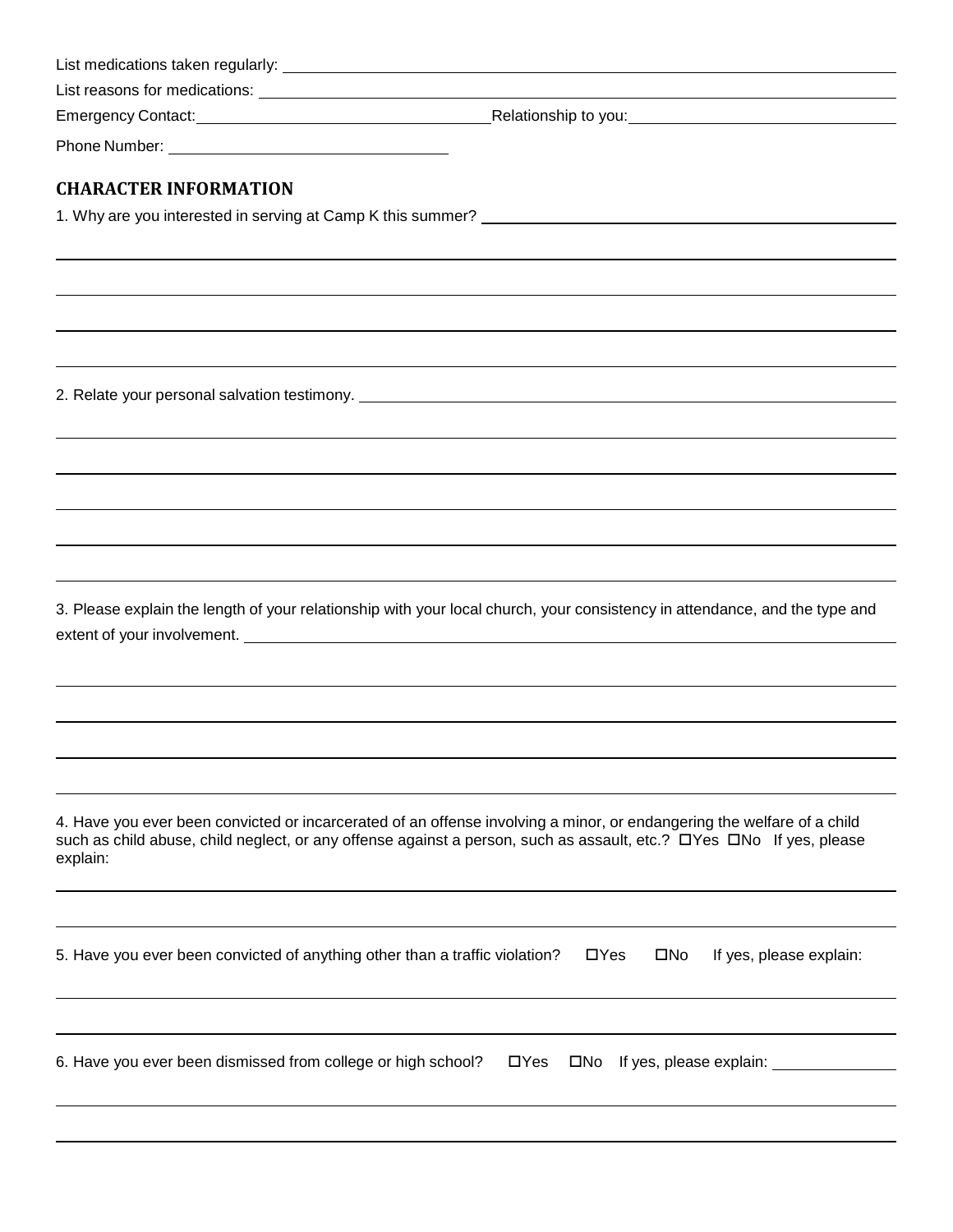List medications taken regularly: ____________________

List reasons for medications: ____________________

Emergency Contact: ____________________ Relationship to you: ____________________

Phone Number: ____________________

## CHARACTER INFORMATION

1. Why are you interested in serving at Camp K this summer? ____________________

2. Relate your personal salvation testimony. ____________________

3. Please explain the length of your relationship with your local church, your consistency in attendance, and the type and extent of your involvement. ____________________

4. Have you ever been convicted or incarcerated of an offense involving a minor, or endangering the welfare of a child such as child abuse, child neglect, or any offense against a person, such as assault, etc.? ☐Yes ☐No If yes, please explain:

5. Have you ever been convicted of anything other than a traffic violation? ☐Yes ☐No If yes, please explain:

6. Have you ever been dismissed from college or high school? ☐Yes ☐No If yes, please explain: ____________________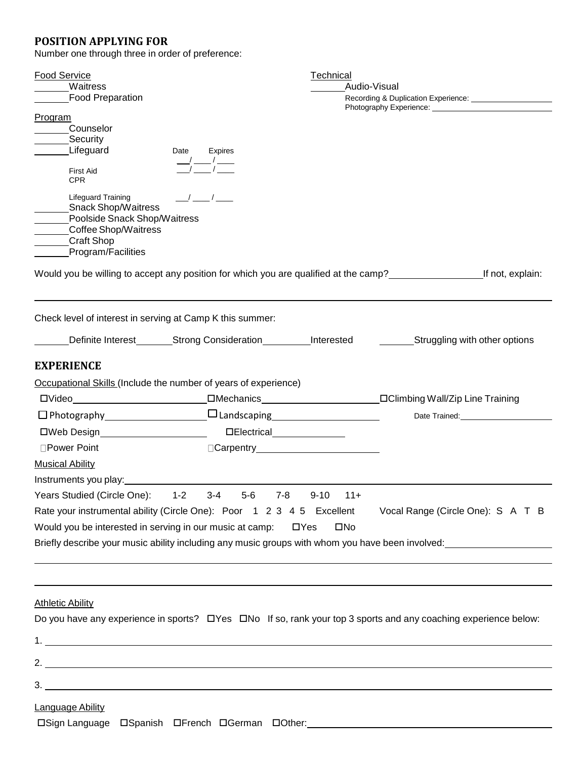## POSITION APPLYING FOR

Number one through three in order of preference:

Food Service
______Waitress
______Food Preparation

Technical
______Audio-Visual
Recording & Duplication Experience: ______________
Photography Experience: ______________

Program
______Counselor
______Security
______Lifeguard

| | Date | Expires |
|---|---|---|
| First Aid | ___/___/___ | |
| CPR | ___/___/___ | |
| Lifeguard Training | ___/___/___ | |

______Snack Shop/Waitress
______Poolside Snack Shop/Waitress
______Coffee Shop/Waitress
______Craft Shop
______Program/Facilities

Would you be willing to accept any position for which you are qualified at the camp?______________ If not, explain:

______________________________________________

Check level of interest in serving at Camp K this summer:

______Definite Interest ______Strong Consideration ______Interested ______Struggling with other options

## EXPERIENCE

Occupational Skills (Include the number of years of experience)

☐Video______________ ☐Mechanics______________ ☐Climbing Wall/Zip Line Training
☐ Photography______________ ☐ Landscaping______________ Date Trained:______________
☐Web Design______________ ☐Electrical______________
☐Power Point ☐Carpentry______________

Musical Ability

Instruments you play:______________________________________________

Years Studied (Circle One): 1-2 3-4 5-6 7-8 9-10 11+

Rate your instrumental ability (Circle One): Poor 1 2 3 4 5 Excellent Vocal Range (Circle One): S A T B

Would you be interested in serving in our music at camp: ☐Yes ☐No

Briefly describe your music ability including any music groups with whom you have been involved:______________

______________________________________________

______________________________________________

Athletic Ability

Do you have any experience in sports? ☐Yes ☐No If so, rank your top 3 sports and any coaching experience below:

1. ______________________________________________

2. ______________________________________________

3. ______________________________________________

Language Ability

☐Sign Language ☐Spanish ☐French ☐German ☐Other:______________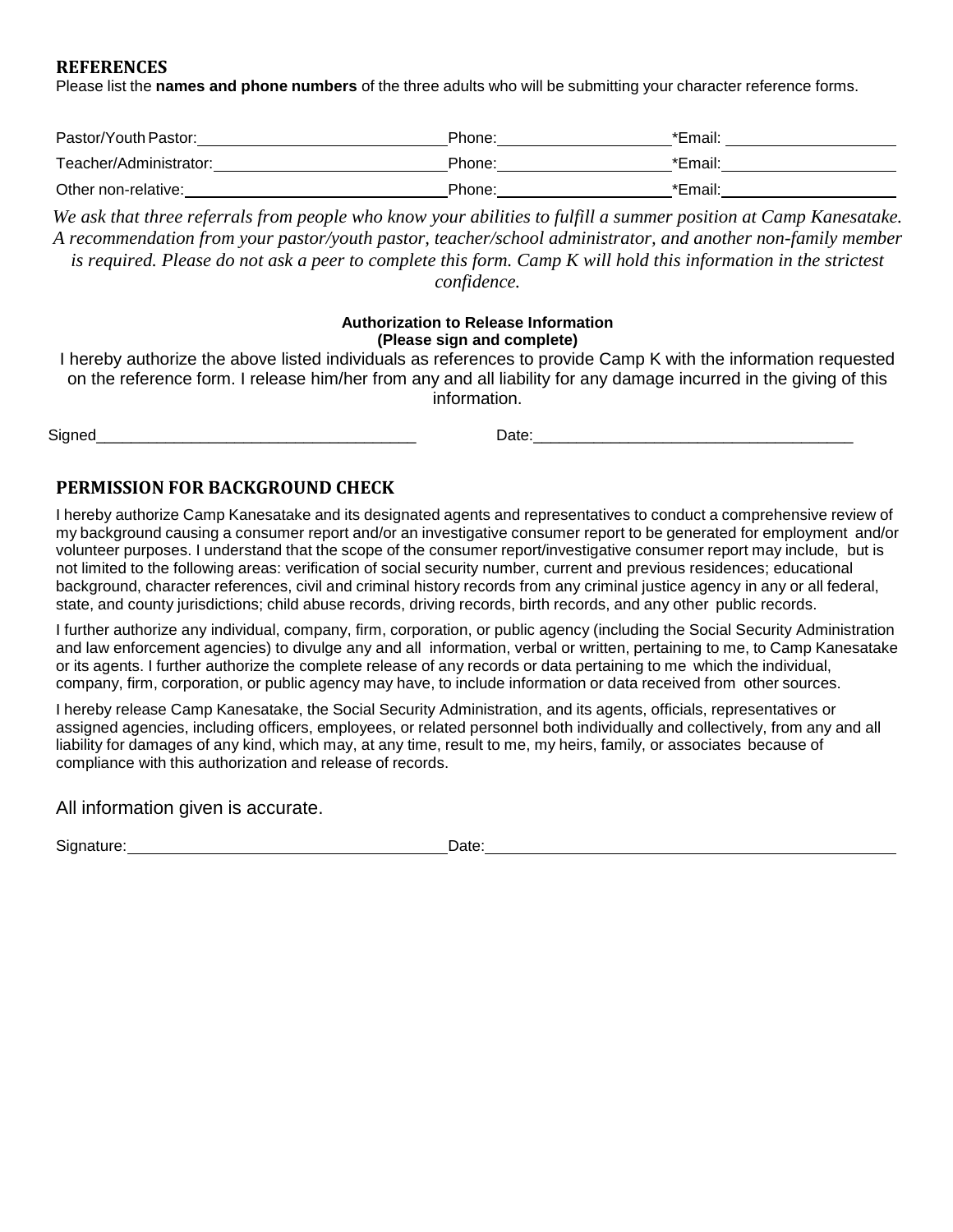## REFERENCES

Please list the **names and phone numbers** of the three adults who will be submitting your character reference forms.

Pastor/Youth Pastor: \_\_\_\_\_\_\_\_\_\_\_\_\_\_\_\_\_\_\_\_\_\_\_\_\_\_\_\_ Phone: \_\_\_\_\_\_\_\_\_\_\_\_\_\_\_\_\_\_\_\_ *Email: \_\_\_\_\_\_\_\_\_\_\_\_\_\_\_\_\_\_\_\_

Teacher/Administrator: \_\_\_\_\_\_\_\_\_\_\_\_\_\_\_\_\_\_\_\_\_\_\_\_\_\_\_\_ Phone: \_\_\_\_\_\_\_\_\_\_\_\_\_\_\_\_\_\_\_\_ *Email: \_\_\_\_\_\_\_\_\_\_\_\_\_\_\_\_\_\_\_\_

Other non-relative: \_\_\_\_\_\_\_\_\_\_\_\_\_\_\_\_\_\_\_\_\_\_\_\_\_\_\_\_ Phone: \_\_\_\_\_\_\_\_\_\_\_\_\_\_\_\_\_\_\_\_ *Email: \_\_\_\_\_\_\_\_\_\_\_\_\_\_\_\_\_\_\_\_

*We ask that three referrals from people who know your abilities to fulfill a summer position at Camp Kanesatake. A recommendation from your pastor/youth pastor, teacher/school administrator, and another non-family member is required. Please do not ask a peer to complete this form. Camp K will hold this information in the strictest confidence.*

**Authorization to Release Information**
**(Please sign and complete)**

I hereby authorize the above listed individuals as references to provide Camp K with the information requested on the reference form. I release him/her from any and all liability for any damage incurred in the giving of this information.

Signed\_\_\_\_\_\_\_\_\_\_\_\_\_\_\_\_\_\_\_\_\_\_\_\_\_\_\_\_\_\_\_\_\_\_\_\_\_\_ Date:\_\_\_\_\_\_\_\_\_\_\_\_\_\_\_\_\_\_\_\_\_\_\_\_\_\_\_\_\_\_\_\_\_\_\_\_\_\_

## PERMISSION FOR BACKGROUND CHECK

I hereby authorize Camp Kanesatake and its designated agents and representatives to conduct a comprehensive review of my background causing a consumer report and/or an investigative consumer report to be generated for employment and/or volunteer purposes. I understand that the scope of the consumer report/investigative consumer report may include, but is not limited to the following areas: verification of social security number, current and previous residences; educational background, character references, civil and criminal history records from any criminal justice agency in any or all federal, state, and county jurisdictions; child abuse records, driving records, birth records, and any other public records.

I further authorize any individual, company, firm, corporation, or public agency (including the Social Security Administration and law enforcement agencies) to divulge any and all information, verbal or written, pertaining to me, to Camp Kanesatake or its agents. I further authorize the complete release of any records or data pertaining to me which the individual, company, firm, corporation, or public agency may have, to include information or data received from other sources.

I hereby release Camp Kanesatake, the Social Security Administration, and its agents, officials, representatives or assigned agencies, including officers, employees, or related personnel both individually and collectively, from any and all liability for damages of any kind, which may, at any time, result to me, my heirs, family, or associates because of compliance with this authorization and release of records.

All information given is accurate.

Signature: \_\_\_\_\_\_\_\_\_\_\_\_\_\_\_\_\_\_\_\_\_\_\_\_\_\_\_\_\_\_\_\_\_\_\_\_\_\_ Date: \_\_\_\_\_\_\_\_\_\_\_\_\_\_\_\_\_\_\_\_\_\_\_\_\_\_\_\_\_\_\_\_\_\_\_\_\_\_\_\_\_\_\_\_\_\_\_\_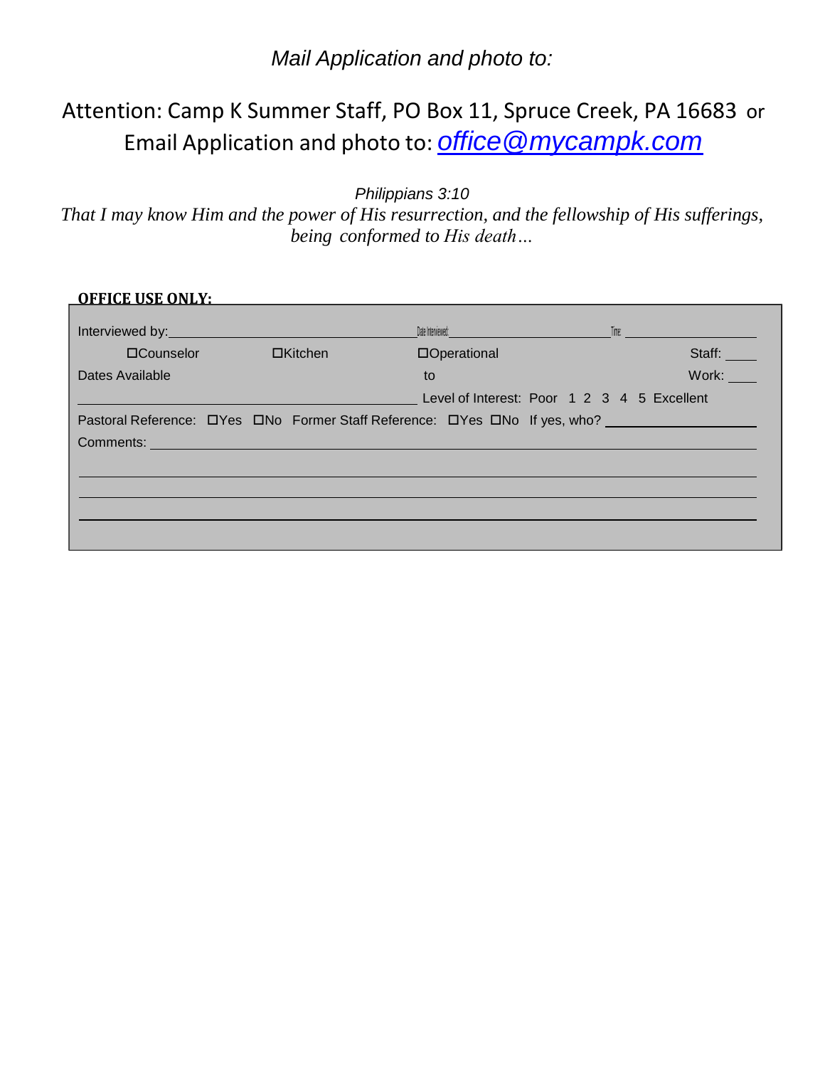*Mail Application and photo to:*

Attention: Camp K Summer Staff, PO Box 11, Spruce Creek, PA 16683 or Email Application and photo to: *office@mycampk.com*

*Philippians 3:10*

*That I may know Him and the power of His resurrection, and the fellowship of His sufferings, being conformed to His death…*

**OFFICE USE ONLY:**

Interviewed by:\_\_\_\_\_\_\_\_\_\_\_\_\_\_\_\_\_\_\_\_ Date Interviewed:\_\_\_\_\_\_\_\_\_\_\_\_\_\_\_\_\_\_\_\_ Time: \_\_\_\_\_\_\_\_\_\_\_\_

☐Counselor ☐Kitchen ☐Operational Staff: \_\_\_\_

Dates Available \_\_\_\_\_\_\_\_\_\_ to \_\_\_\_\_\_\_\_\_\_ Work: \_\_\_\_

\_\_\_\_\_\_\_\_\_\_\_\_\_\_\_\_\_\_\_\_ Level of Interest: Poor 1 2 3 4 5 Excellent

Pastoral Reference: ☐Yes ☐No Former Staff Reference: ☐Yes ☐No If yes, who? \_\_\_\_\_\_\_\_\_\_\_\_\_\_\_\_\_\_\_\_

Comments: \_\_\_\_\_\_\_\_\_\_\_\_\_\_\_\_\_\_\_\_\_\_\_\_\_\_\_\_\_\_\_\_\_\_\_\_\_\_\_\_\_\_\_\_\_\_\_\_\_\_\_\_\_\_\_\_

\_\_\_\_\_\_\_\_\_\_\_\_\_\_\_\_\_\_\_\_\_\_\_\_\_\_\_\_\_\_\_\_\_\_\_\_\_\_\_\_\_\_\_\_\_\_\_\_\_\_\_\_\_\_\_\_\_\_\_\_\_\_\_\_\_\_

\_\_\_\_\_\_\_\_\_\_\_\_\_\_\_\_\_\_\_\_\_\_\_\_\_\_\_\_\_\_\_\_\_\_\_\_\_\_\_\_\_\_\_\_\_\_\_\_\_\_\_\_\_\_\_\_\_\_\_\_\_\_\_\_\_\_

\_\_\_\_\_\_\_\_\_\_\_\_\_\_\_\_\_\_\_\_\_\_\_\_\_\_\_\_\_\_\_\_\_\_\_\_\_\_\_\_\_\_\_\_\_\_\_\_\_\_\_\_\_\_\_\_\_\_\_\_\_\_\_\_\_\_